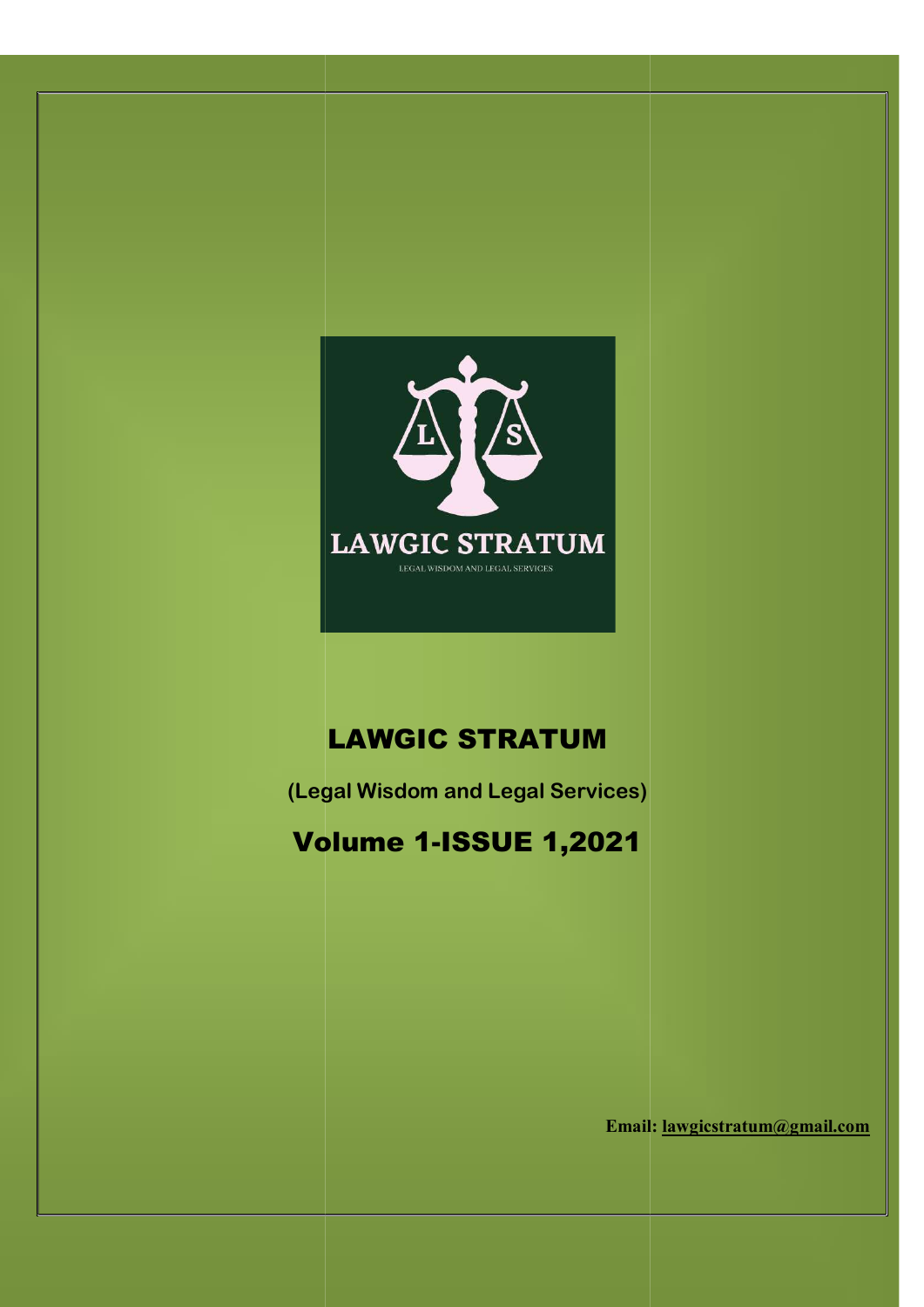LAWGIC STRATUM

LEGAL WISDOM AND LEGAL SERVICES

# LAWGIC STRATUM

**(Legal Wisdom and Legal Services)**

## Volume 1-ISSUE 1,2021

**Email: lawgicstratum@gmail.com**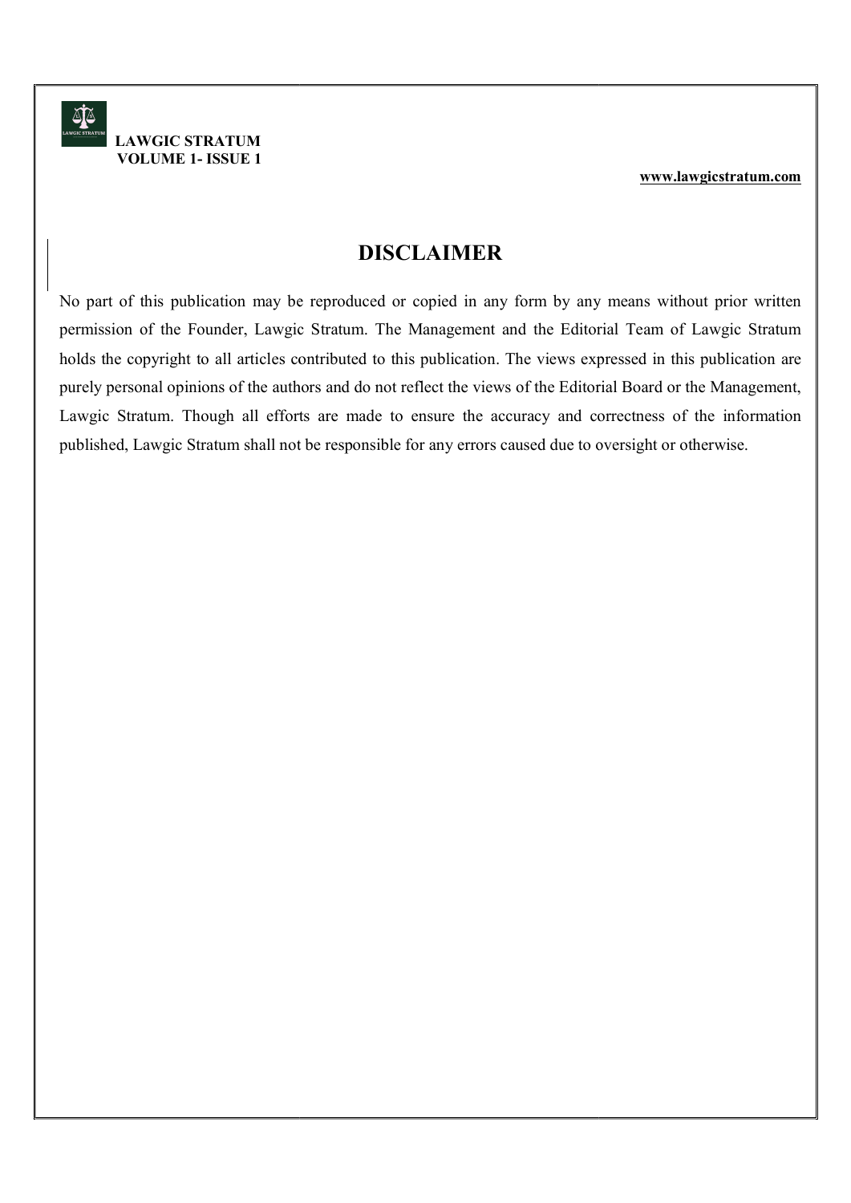# DISCLAIMER

No part of this publication may be reproduced or copied in any form by any means without prior written permission of the Founder, Lawgic Stratum. The Management and the Editorial Team of Lawgic Stratum holds the copyright to all articles contributed to this publication. The views expressed in this publication are purely personal opinions of the authors and do not reflect the views of the Editorial Board or the Management, Lawgic Stratum. Though all efforts are made to ensure the accuracy and correctness of the information published, Lawgic Stratum shall not be responsible for any errors caused due to oversight or otherwise.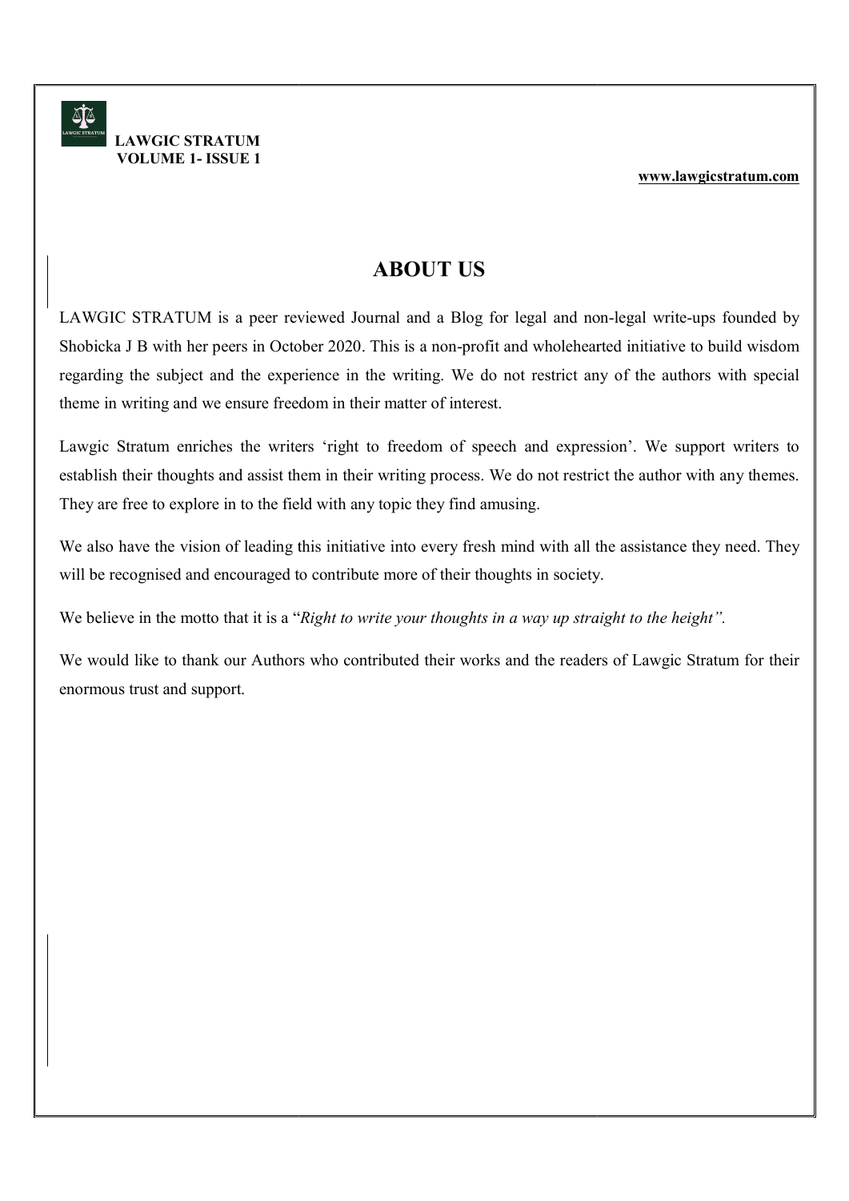# ABOUT US

LAWGIC STRATUM is a peer reviewed Journal and a Blog for legal and non-legal write-ups founded by Shobicka J B with her peers in October 2020. This is a non-profit and wholehearted initiative to build wisdom regarding the subject and the experience in the writing. We do not restrict any of the authors with special theme in writing and we ensure freedom in their matter of interest.

Lawgic Stratum enriches the writers 'right to freedom of speech and expression'. We support writers to establish their thoughts and assist them in their writing process. We do not restrict the author with any themes. They are free to explore in to the field with any topic they find amusing.

We also have the vision of leading this initiative into every fresh mind with all the assistance they need. They will be recognised and encouraged to contribute more of their thoughts in society.

We believe in the motto that it is a "*Right to write your thoughts in a way up straight to the height*".

We would like to thank our Authors who contributed their works and the readers of Lawgic Stratum for their enormous trust and support.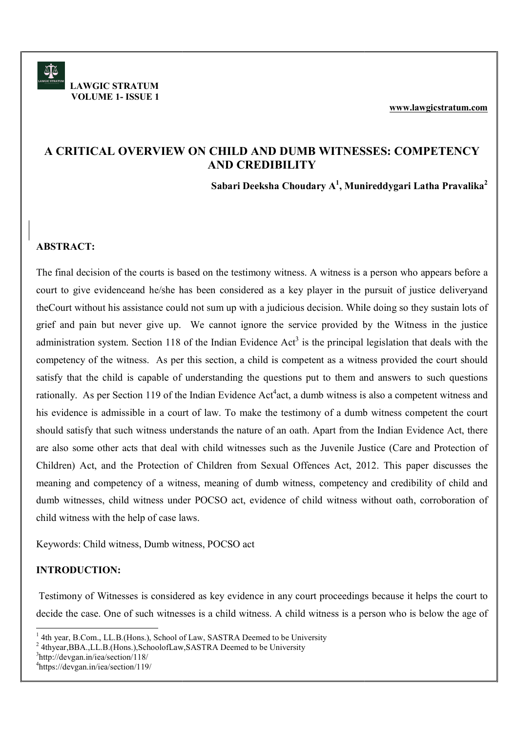# A CRITICAL OVERVIEW ON CHILD AND DUMB WITNESSES: COMPETENCY AND CREDIBILITY

**Sabari Deeksha Choudary A[1], Munireddygari Latha Pravalika[2]**

## ABSTRACT:

The final decision of the courts is based on the testimony witness. A witness is a person who appears before a court to give evidenceand he/she has been considered as a key player in the pursuit of justice deliveryand theCourt without his assistance could not sum up with a judicious decision. While doing so they sustain lots of grief and pain but never give up. We cannot ignore the service provided by the Witness in the justice administration system. Section 118 of the Indian Evidence Act[3] is the principal legislation that deals with the competency of the witness. As per this section, a child is competent as a witness provided the court should satisfy that the child is capable of understanding the questions put to them and answers to such questions rationally. As per Section 119 of the Indian Evidence Act[4]act, a dumb witness is also a competent witness and his evidence is admissible in a court of law. To make the testimony of a dumb witness competent the court should satisfy that such witness understands the nature of an oath. Apart from the Indian Evidence Act, there are also some other acts that deal with child witnesses such as the Juvenile Justice (Care and Protection of Children) Act, and the Protection of Children from Sexual Offences Act, 2012. This paper discusses the meaning and competency of a witness, meaning of dumb witness, competency and credibility of child and dumb witnesses, child witness under POCSO act, evidence of child witness without oath, corroboration of child witness with the help of case laws.

Keywords: Child witness, Dumb witness, POCSO act

## INTRODUCTION:

Testimony of Witnesses is considered as key evidence in any court proceedings because it helps the court to decide the case. One of such witnesses is a child witness. A child witness is a person who is below the age of

---

[1] 4th year, B.Com., LL.B.(Hons.), School of Law, SASTRA Deemed to be University

[2] 4thyear,BBA.,LL.B.(Hons.),SchoolofLaw,SASTRA Deemed to be University

[3] http://devgan.in/iea/section/118/

[4] https://devgan.in/iea/section/119/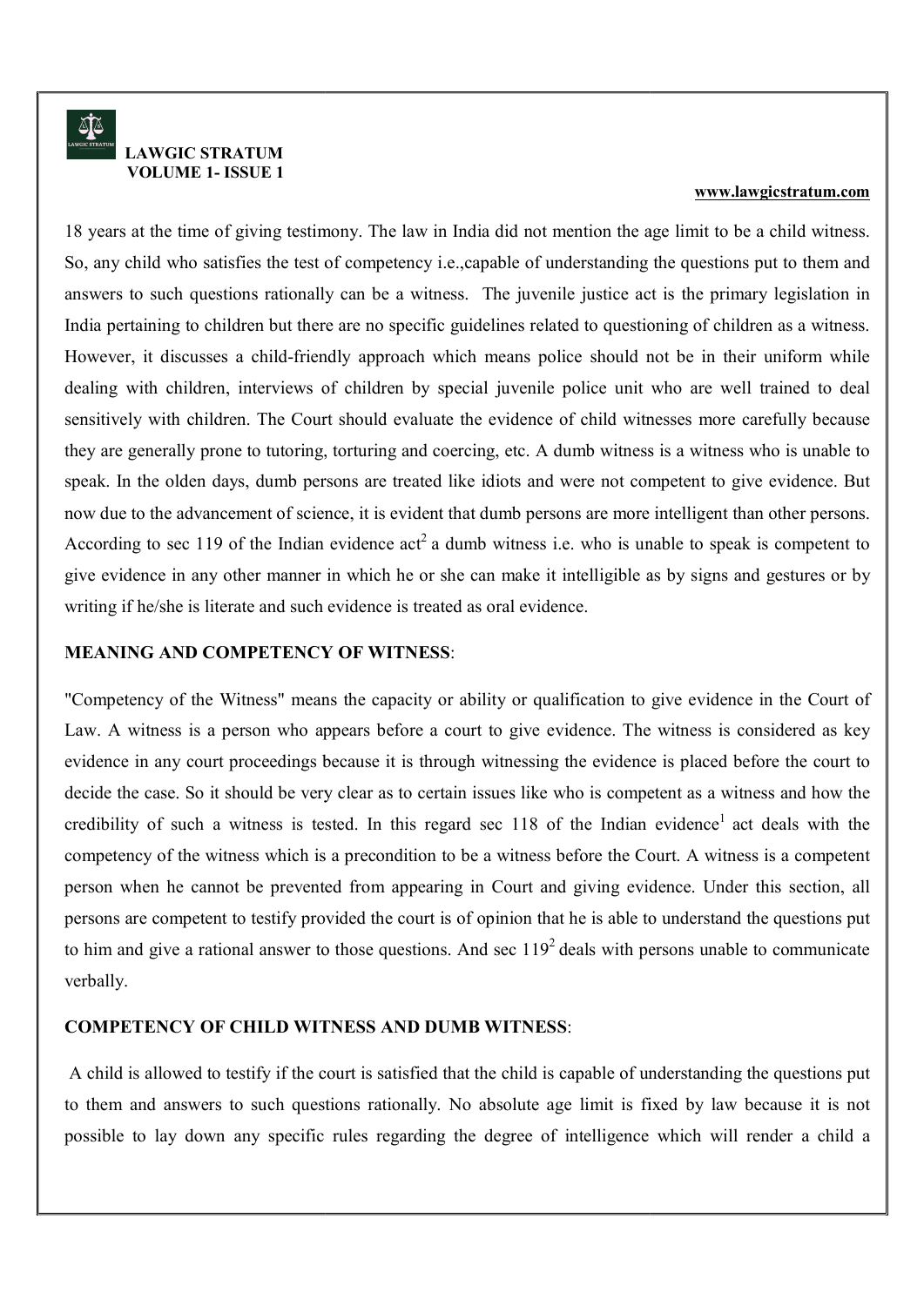18 years at the time of giving testimony. The law in India did not mention the age limit to be a child witness. So, any child who satisfies the test of competency i.e.,capable of understanding the questions put to them and answers to such questions rationally can be a witness. The juvenile justice act is the primary legislation in India pertaining to children but there are no specific guidelines related to questioning of children as a witness. However, it discusses a child-friendly approach which means police should not be in their uniform while dealing with children, interviews of children by special juvenile police unit who are well trained to deal sensitively with children. The Court should evaluate the evidence of child witnesses more carefully because they are generally prone to tutoring, torturing and coercing, etc. A dumb witness is a witness who is unable to speak. In the olden days, dumb persons are treated like idiots and were not competent to give evidence. But now due to the advancement of science, it is evident that dumb persons are more intelligent than other persons. According to sec 119 of the Indian evidence act[2] a dumb witness i.e. who is unable to speak is competent to give evidence in any other manner in which he or she can make it intelligible as by signs and gestures or by writing if he/she is literate and such evidence is treated as oral evidence.

**MEANING AND COMPETENCY OF WITNESS**:

"Competency of the Witness" means the capacity or ability or qualification to give evidence in the Court of Law. A witness is a person who appears before a court to give evidence. The witness is considered as key evidence in any court proceedings because it is through witnessing the evidence is placed before the court to decide the case. So it should be very clear as to certain issues like who is competent as a witness and how the credibility of such a witness is tested. In this regard sec 118 of the Indian evidence[1] act deals with the competency of the witness which is a precondition to be a witness before the Court. A witness is a competent person when he cannot be prevented from appearing in Court and giving evidence. Under this section, all persons are competent to testify provided the court is of opinion that he is able to understand the questions put to him and give a rational answer to those questions. And sec 119[2] deals with persons unable to communicate verbally.

**COMPETENCY OF CHILD WITNESS AND DUMB WITNESS**:

A child is allowed to testify if the court is satisfied that the child is capable of understanding the questions put to them and answers to such questions rationally. No absolute age limit is fixed by law because it is not possible to lay down any specific rules regarding the degree of intelligence which will render a child a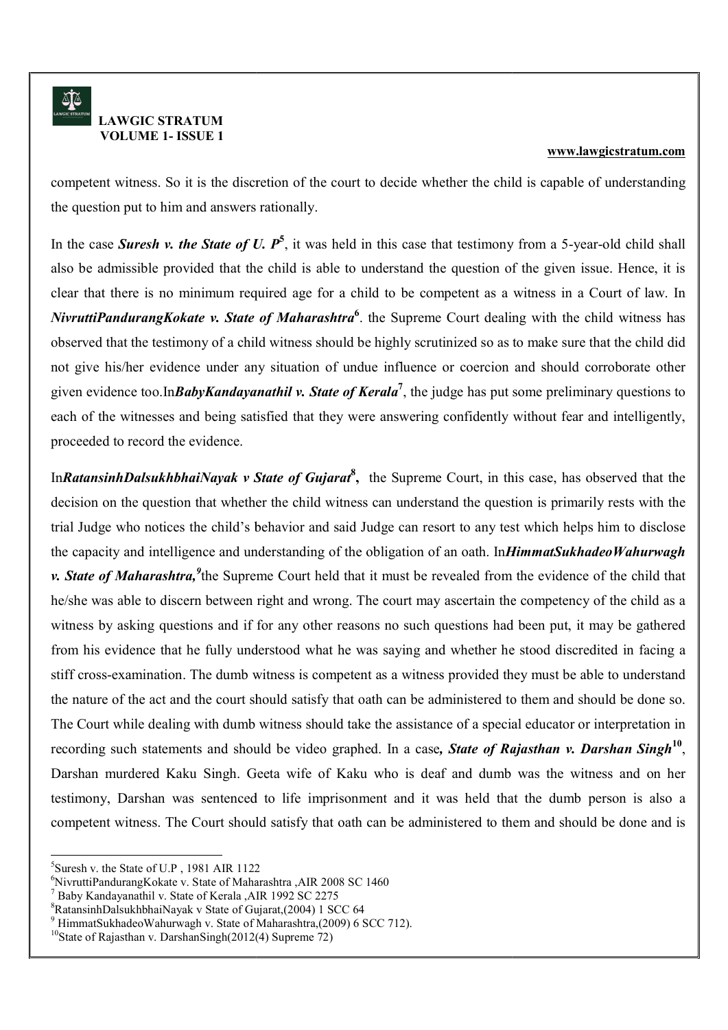competent witness. So it is the discretion of the court to decide whether the child is capable of understanding the question put to him and answers rationally.

In the case ***Suresh v. the State of U. P***[5], it was held in this case that testimony from a 5-year-old child shall also be admissible provided that the child is able to understand the question of the given issue. Hence, it is clear that there is no minimum required age for a child to be competent as a witness in a Court of law. In ***NivruttiPandurangKokate v. State of Maharashtra***[6]. the Supreme Court dealing with the child witness has observed that the testimony of a child witness should be highly scrutinized so as to make sure that the child did not give his/her evidence under any situation of undue influence or coercion and should corroborate other given evidence too.In***BabyKandayanathil v. State of Kerala***[7], the judge has put some preliminary questions to each of the witnesses and being satisfied that they were answering confidently without fear and intelligently, proceeded to record the evidence.

In***RatansinhDalsukhbhaiNayak v State of Gujarat***[8], the Supreme Court, in this case, has observed that the decision on the question that whether the child witness can understand the question is primarily rests with the trial Judge who notices the child's behavior and said Judge can resort to any test which helps him to disclose the capacity and intelligence and understanding of the obligation of an oath. In***HimmatSukhadeoWahurwagh v. State of Maharashtra,***[9]the Supreme Court held that it must be revealed from the evidence of the child that he/she was able to discern between right and wrong. The court may ascertain the competency of the child as a witness by asking questions and if for any other reasons no such questions had been put, it may be gathered from his evidence that he fully understood what he was saying and whether he stood discredited in facing a stiff cross-examination. The dumb witness is competent as a witness provided they must be able to understand the nature of the act and the court should satisfy that oath can be administered to them and should be done so. The Court while dealing with dumb witness should take the assistance of a special educator or interpretation in recording such statements and should be video graphed. In a case***, State of Rajasthan v. Darshan Singh***[10], Darshan murdered Kaku Singh. Geeta wife of Kaku who is deaf and dumb was the witness and on her testimony, Darshan was sentenced to life imprisonment and it was held that the dumb person is also a competent witness. The Court should satisfy that oath can be administered to them and should be done and is

---

[5]Suresh v. the State of U.P , 1981 AIR 1122

[6]NivruttiPandurangKokate v. State of Maharashtra ,AIR 2008 SC 1460

[7] Baby Kandayanathil v. State of Kerala ,AIR 1992 SC 2275

[8]RatansinhDalsukhbhaiNayak v State of Gujarat,(2004) 1 SCC 64

[9] HimmatSukhadeoWahurwagh v. State of Maharashtra,(2009) 6 SCC 712).

[10]State of Rajasthan v. DarshanSingh(2012(4) Supreme 72)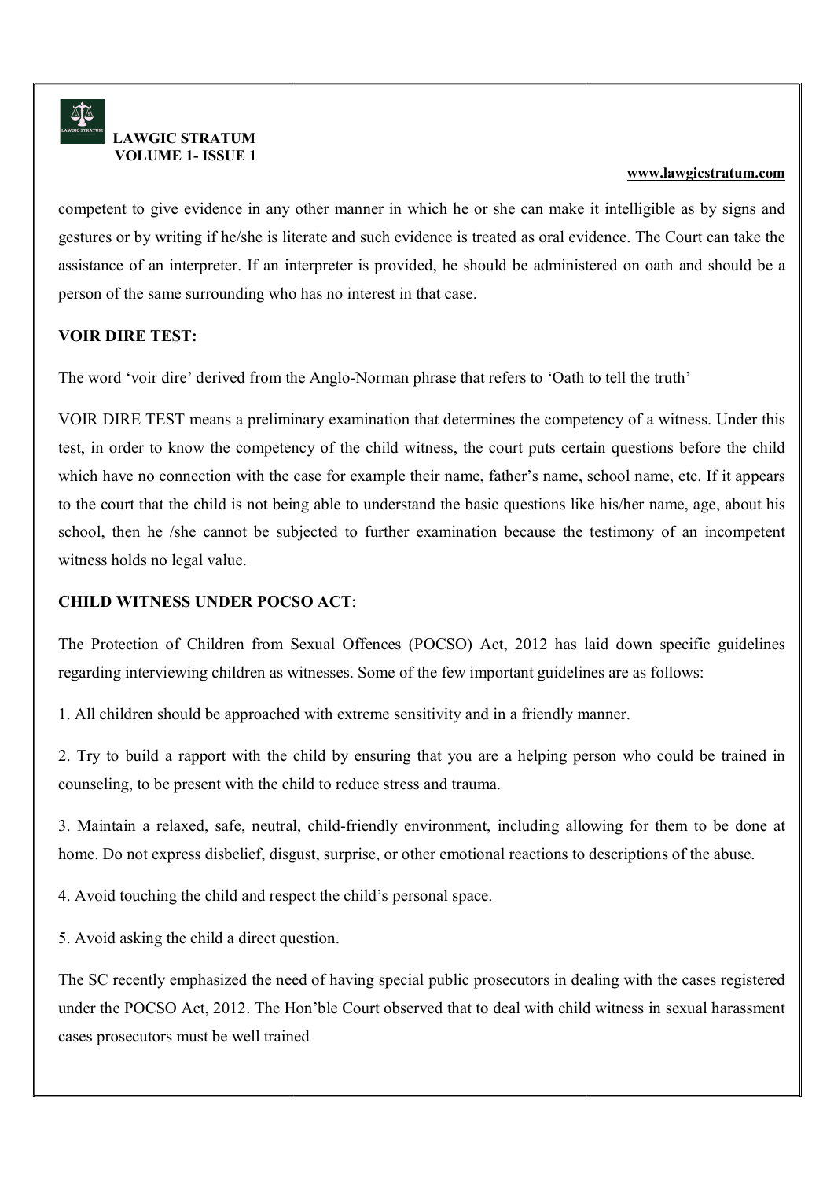competent to give evidence in any other manner in which he or she can make it intelligible as by signs and gestures or by writing if he/she is literate and such evidence is treated as oral evidence. The Court can take the assistance of an interpreter. If an interpreter is provided, he should be administered on oath and should be a person of the same surrounding who has no interest in that case.

**VOIR DIRE TEST:**

The word 'voir dire' derived from the Anglo-Norman phrase that refers to 'Oath to tell the truth'

VOIR DIRE TEST means a preliminary examination that determines the competency of a witness. Under this test, in order to know the competency of the child witness, the court puts certain questions before the child which have no connection with the case for example their name, father's name, school name, etc. If it appears to the court that the child is not being able to understand the basic questions like his/her name, age, about his school, then he /she cannot be subjected to further examination because the testimony of an incompetent witness holds no legal value.

**CHILD WITNESS UNDER POCSO ACT**:

The Protection of Children from Sexual Offences (POCSO) Act, 2012 has laid down specific guidelines regarding interviewing children as witnesses. Some of the few important guidelines are as follows:

1. All children should be approached with extreme sensitivity and in a friendly manner.

2. Try to build a rapport with the child by ensuring that you are a helping person who could be trained in counseling, to be present with the child to reduce stress and trauma.

3. Maintain a relaxed, safe, neutral, child-friendly environment, including allowing for them to be done at home. Do not express disbelief, disgust, surprise, or other emotional reactions to descriptions of the abuse.

4. Avoid touching the child and respect the child's personal space.

5. Avoid asking the child a direct question.

The SC recently emphasized the need of having special public prosecutors in dealing with the cases registered under the POCSO Act, 2012. The Hon'ble Court observed that to deal with child witness in sexual harassment cases prosecutors must be well trained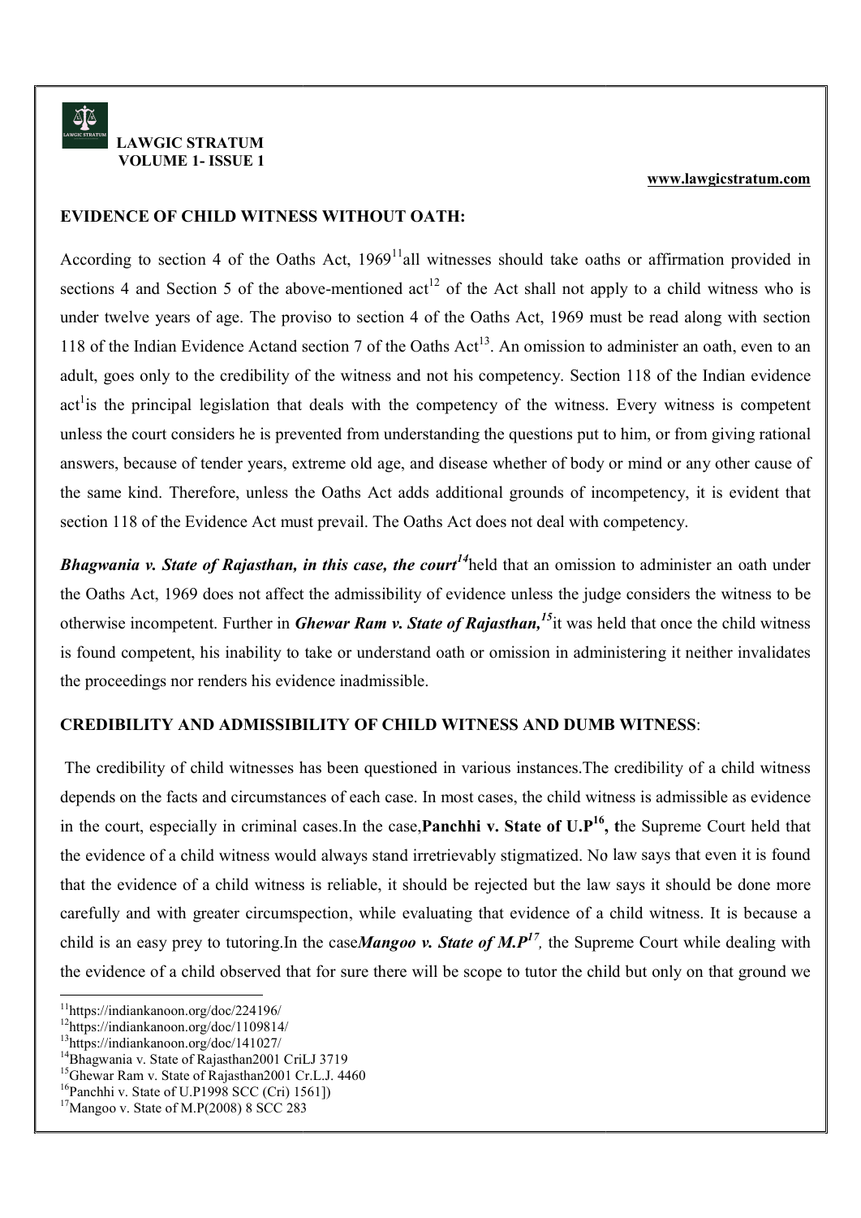## EVIDENCE OF CHILD WITNESS WITHOUT OATH:

According to section 4 of the Oaths Act, 1969[11]all witnesses should take oaths or affirmation provided in sections 4 and Section 5 of the above-mentioned act[12] of the Act shall not apply to a child witness who is under twelve years of age. The proviso to section 4 of the Oaths Act, 1969 must be read along with section 118 of the Indian Evidence Actand section 7 of the Oaths Act[13]. An omission to administer an oath, even to an adult, goes only to the credibility of the witness and not his competency. Section 118 of the Indian evidence act[1]is the principal legislation that deals with the competency of the witness. Every witness is competent unless the court considers he is prevented from understanding the questions put to him, or from giving rational answers, because of tender years, extreme old age, and disease whether of body or mind or any other cause of the same kind. Therefore, unless the Oaths Act adds additional grounds of incompetency, it is evident that section 118 of the Evidence Act must prevail. The Oaths Act does not deal with competency.

***Bhagwania v. State of Rajasthan, in this case, the court[14]***held that an omission to administer an oath under the Oaths Act, 1969 does not affect the admissibility of evidence unless the judge considers the witness to be otherwise incompetent. Further in ***Ghewar Ram v. State of Rajasthan,[15]***it was held that once the child witness is found competent, his inability to take or understand oath or omission in administering it neither invalidates the proceedings nor renders his evidence inadmissible.

## CREDIBILITY AND ADMISSIBILITY OF CHILD WITNESS AND DUMB WITNESS:

The credibility of child witnesses has been questioned in various instances.The credibility of a child witness depends on the facts and circumstances of each case. In most cases, the child witness is admissible as evidence in the court, especially in criminal cases.In the case,**Panchhi v. State of U.P[16], t**he Supreme Court held that the evidence of a child witness would always stand irretrievably stigmatized. No law says that even it is found that the evidence of a child witness is reliable, it should be rejected but the law says it should be done more carefully and with greater circumspection, while evaluating that evidence of a child witness. It is because a child is an easy prey to tutoring.In the case***Mangoo v. State of M.P[17]***, the Supreme Court while dealing with the evidence of a child observed that for sure there will be scope to tutor the child but only on that ground we

---

[11]https://indiankanoon.org/doc/224196/
[12]https://indiankanoon.org/doc/1109814/
[13]https://indiankanoon.org/doc/141027/
[14]Bhagwania v. State of Rajasthan2001 CriLJ 3719
[15]Ghewar Ram v. State of Rajasthan2001 Cr.L.J. 4460
[16]Panchhi v. State of U.P1998 SCC (Cri) 1561])
[17]Mangoo v. State of M.P(2008) 8 SCC 283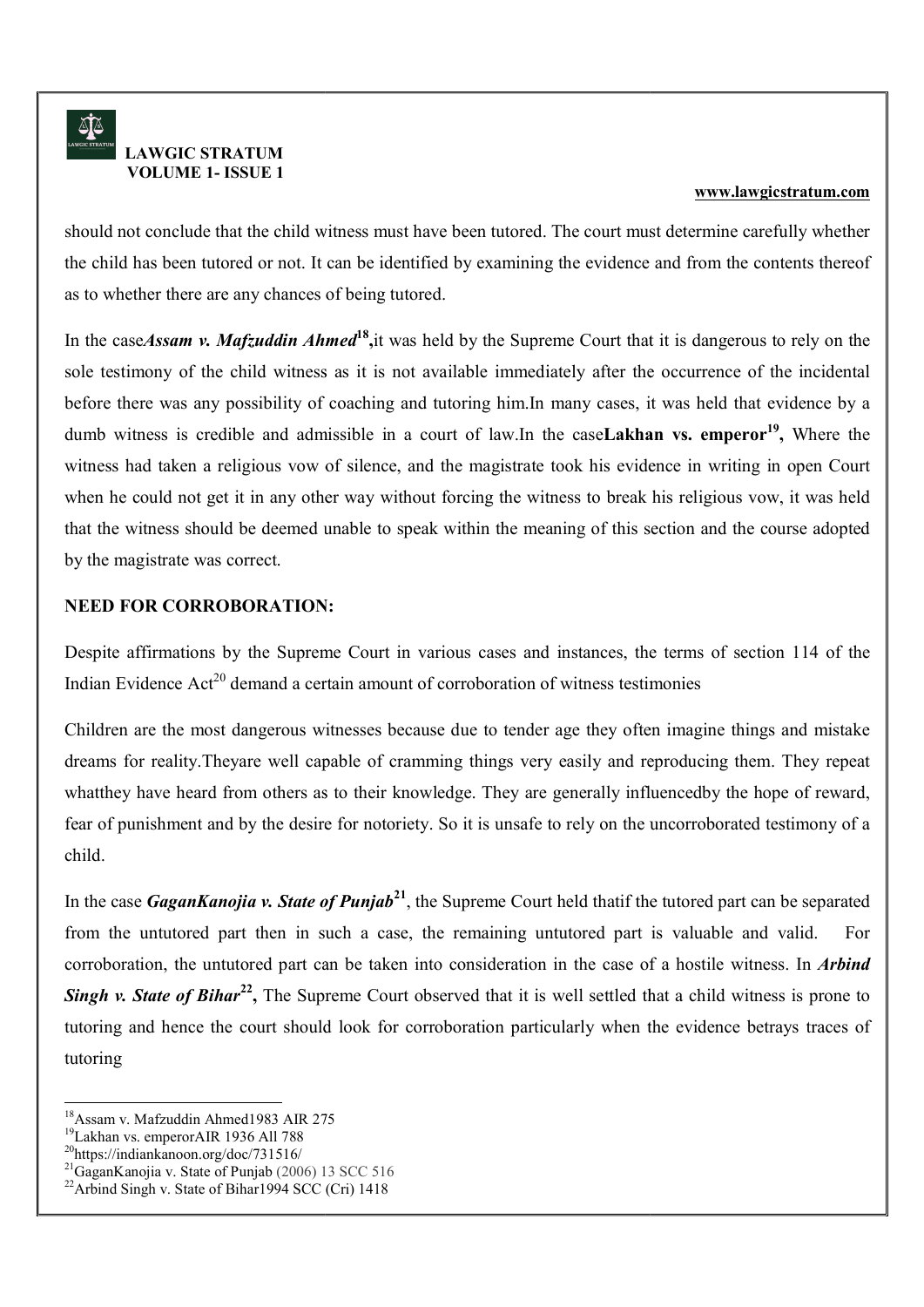should not conclude that the child witness must have been tutored. The court must determine carefully whether the child has been tutored or not. It can be identified by examining the evidence and from the contents thereof as to whether there are any chances of being tutored.

In the case ***Assam v. Mafzuddin Ahmed***[18]**,** it was held by the Supreme Court that it is dangerous to rely on the sole testimony of the child witness as it is not available immediately after the occurrence of the incidental before there was any possibility of coaching and tutoring him. In many cases, it was held that evidence by a dumb witness is credible and admissible in a court of law. In the case **Lakhan vs. emperor**[19]**,** Where the witness had taken a religious vow of silence, and the magistrate took his evidence in writing in open Court when he could not get it in any other way without forcing the witness to break his religious vow, it was held that the witness should be deemed unable to speak within the meaning of this section and the course adopted by the magistrate was correct.

**NEED FOR CORROBORATION:**

Despite affirmations by the Supreme Court in various cases and instances, the terms of section 114 of the Indian Evidence Act[20] demand a certain amount of corroboration of witness testimonies

Children are the most dangerous witnesses because due to tender age they often imagine things and mistake dreams for reality. Theyare well capable of cramming things very easily and reproducing them. They repeat whatthey have heard from others as to their knowledge. They are generally influencedby the hope of reward, fear of punishment and by the desire for notoriety. So it is unsafe to rely on the uncorroborated testimony of a child.

In the case ***GaganKanojia v. State of Punjab***[21], the Supreme Court held thatif the tutored part can be separated from the untutored part then in such a case, the remaining untutored part is valuable and valid. For corroboration, the untutored part can be taken into consideration in the case of a hostile witness. In ***Arbind Singh v. State of Bihar***[22]**,** The Supreme Court observed that it is well settled that a child witness is prone to tutoring and hence the court should look for corroboration particularly when the evidence betrays traces of tutoring

---

[18] Assam v. Mafzuddin Ahmed1983 AIR 275
[19] Lakhan vs. emperorAIR 1936 All 788
[20] https://indiankanoon.org/doc/731516/
[21] GaganKanojia v. State of Punjab (2006) 13 SCC 516
[22] Arbind Singh v. State of Bihar1994 SCC (Cri) 1418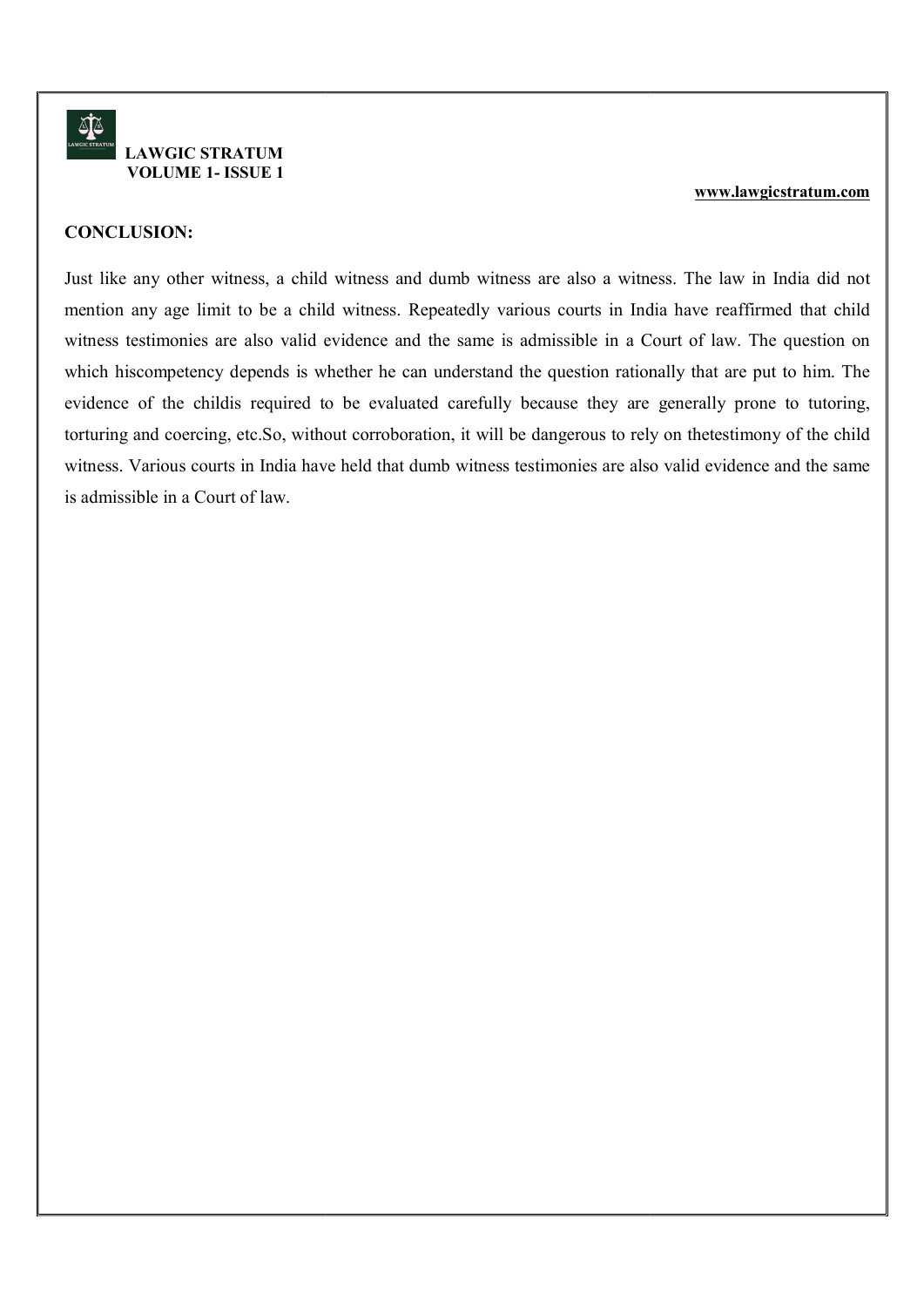## CONCLUSION:

Just like any other witness, a child witness and dumb witness are also a witness. The law in India did not mention any age limit to be a child witness. Repeatedly various courts in India have reaffirmed that child witness testimonies are also valid evidence and the same is admissible in a Court of law. The question on which hiscompetency depends is whether he can understand the question rationally that are put to him. The evidence of the childis required to be evaluated carefully because they are generally prone to tutoring, torturing and coercing, etc.So, without corroboration, it will be dangerous to rely on thetestimony of the child witness. Various courts in India have held that dumb witness testimonies are also valid evidence and the same is admissible in a Court of law.